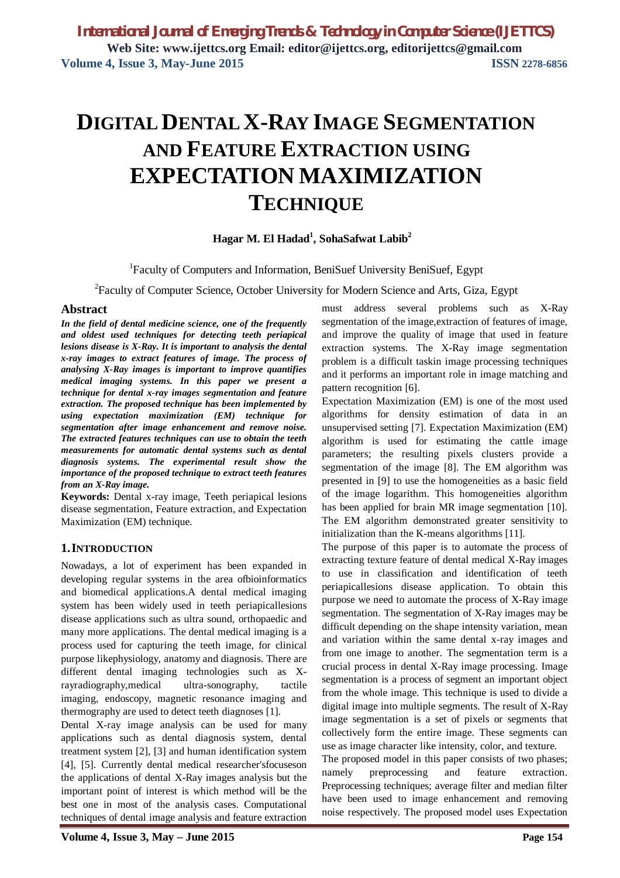# DIGITAL DENTAL X-RAY IMAGE SEGMENTATION AND FEATURE EXTRACTION USING EXPECTATION MAXIMIZATION TECHNIQUE

**Hagar M. El Hadad[1], SohaSafwat Labib[2]**

[1]Faculty of Computers and Information, BeniSuef University BeniSuef, Egypt

[2]Faculty of Computer Science, October University for Modern Science and Arts, Giza, Egypt

## Abstract

***In the field of dental medicine science, one of the frequently and oldest used techniques for detecting teeth periapical lesions disease is X-Ray. It is important to analysis the dental x-ray images to extract features of image. The process of analysing X-Ray images is important to improve quantifies medical imaging systems. In this paper we present a technique for dental x-ray images segmentation and feature extraction. The proposed technique has been implemented by using expectation maximization (EM) technique for segmentation after image enhancement and remove noise. The extracted features techniques can use to obtain the teeth measurements for automatic dental systems such as dental diagnosis systems. The experimental result show the importance of the proposed technique to extract teeth features from an X-Ray image.***

**Keywords:** Dental x-ray image, Teeth periapical lesions disease segmentation, Feature extraction, and Expectation Maximization (EM) technique.

## 1. INTRODUCTION

Nowadays, a lot of experiment has been expanded in developing regular systems in the area ofbioinformatics and biomedical applications.A dental medical imaging system has been widely used in teeth periapicallesions disease applications such as ultra sound, orthopaedic and many more applications. The dental medical imaging is a process used for capturing the teeth image, for clinical purpose likephysiology, anatomy and diagnosis. There are different dental imaging technologies such as X-rayradiography,medical ultra-sonography, tactile imaging, endoscopy, magnetic resonance imaging and thermography are used to detect teeth diagnoses [1].

Dental X-ray image analysis can be used for many applications such as dental diagnosis system, dental treatment system [2], [3] and human identification system [4], [5]. Currently dental medical researcher'sfocuseson the applications of dental X-Ray images analysis but the important point of interest is which method will be the best one in most of the analysis cases. Computational techniques of dental image analysis and feature extraction must address several problems such as X-Ray segmentation of the image,extraction of features of image, and improve the quality of image that used in feature extraction systems. The X-Ray image segmentation problem is a difficult taskin image processing techniques and it performs an important role in image matching and pattern recognition [6].

Expectation Maximization (EM) is one of the most used algorithms for density estimation of data in an unsupervised setting [7]. Expectation Maximization (EM) algorithm is used for estimating the cattle image parameters; the resulting pixels clusters provide a segmentation of the image [8]. The EM algorithm was presented in [9] to use the homogeneities as a basic field of the image logarithm. This homogeneities algorithm has been applied for brain MR image segmentation [10]. The EM algorithm demonstrated greater sensitivity to initialization than the K-means algorithms [11].

The purpose of this paper is to automate the process of extracting texture feature of dental medical X-Ray images to use in classification and identification of teeth periapicallesions disease application. To obtain this purpose we need to automate the process of X-Ray image segmentation. The segmentation of X-Ray images may be difficult depending on the shape intensity variation, mean and variation within the same dental x-ray images and from one image to another. The segmentation term is a crucial process in dental X-Ray image processing. Image segmentation is a process of segment an important object from the whole image. This technique is used to divide a digital image into multiple segments. The result of X-Ray image segmentation is a set of pixels or segments that collectively form the entire image. These segments can use as image character like intensity, color, and texture.

The proposed model in this paper consists of two phases; namely preprocessing and feature extraction. Preprocessing techniques; average filter and median filter have been used to image enhancement and removing noise respectively. The proposed model uses Expectation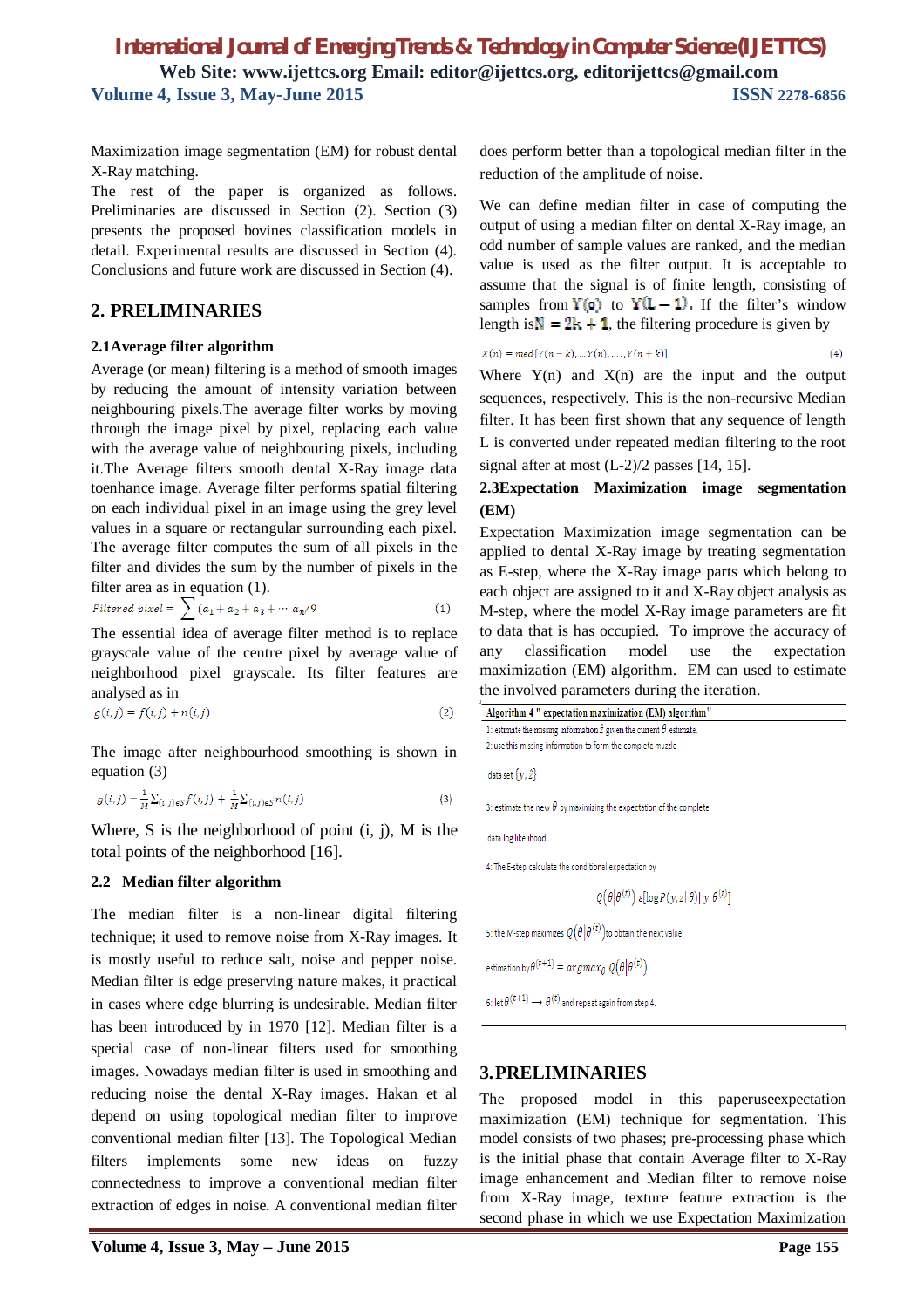Maximization image segmentation (EM) for robust dental X-Ray matching.

The rest of the paper is organized as follows. Preliminaries are discussed in Section (2). Section (3) presents the proposed bovines classification models in detail. Experimental results are discussed in Section (4). Conclusions and future work are discussed in Section (4).

## 2. PRELIMINARIES

### 2.1Average filter algorithm

Average (or mean) filtering is a method of smooth images by reducing the amount of intensity variation between neighbouring pixels.The average filter works by moving through the image pixel by pixel, replacing each value with the average value of neighbouring pixels, including it.The Average filters smooth dental X-Ray image data toenhance image. Average filter performs spatial filtering on each individual pixel in an image using the grey level values in a square or rectangular surrounding each pixel. The average filter computes the sum of all pixels in the filter and divides the sum by the number of pixels in the filter area as in equation (1).

$$Filtered\ pixel = \sum (a_1 + a_2 + a_3 + \cdots a_n/9 \quad (1)$$

The essential idea of average filter method is to replace grayscale value of the centre pixel by average value of neighborhood pixel grayscale. Its filter features are analysed as in

$$g(i,j) = f(i,j) + n(i,j) \quad (2)$$

The image after neighbourhood smoothing is shown in equation (3)

$$g(i,j) = \frac{1}{M}\Sigma_{(i,j)\epsilon S} f(i,j) + \frac{1}{M}\Sigma_{(i,j)\epsilon S} n(i,j) \quad (3)$$

Where, S is the neighborhood of point (i, j), M is the total points of the neighborhood [16].

### 2.2 Median filter algorithm

The median filter is a non-linear digital filtering technique; it used to remove noise from X-Ray images. It is mostly useful to reduce salt, noise and pepper noise. Median filter is edge preserving nature makes, it practical in cases where edge blurring is undesirable. Median filter has been introduced by in 1970 [12]. Median filter is a special case of non-linear filters used for smoothing images. Nowadays median filter is used in smoothing and reducing noise the dental X-Ray images. Hakan et al depend on using topological median filter to improve conventional median filter [13]. The Topological Median filters implements some new ideas on fuzzy connectedness to improve a conventional median filter extraction of edges in noise. A conventional median filter does perform better than a topological median filter in the reduction of the amplitude of noise.

We can define median filter in case of computing the output of using a median filter on dental X-Ray image, an odd number of sample values are ranked, and the median value is used as the filter output. It is acceptable to assume that the signal is of finite length, consisting of samples from $Y(0)$ to $Y(L-1)$. If the filter's window length is $N = 2k + 1$, the filtering procedure is given by

$$X(n) = med\,[Y(n-k), \ldots Y(n), \ldots, Y(n+k)] \quad (4)$$

Where Y(n) and X(n) are the input and the output sequences, respectively. This is the non-recursive Median filter. It has been first shown that any sequence of length L is converted under repeated median filtering to the root signal after at most (L-2)/2 passes [14, 15].

### 2.3Expectation Maximization image segmentation (EM)

Expectation Maximization image segmentation can be applied to dental X-Ray image by treating segmentation as E-step, where the X-Ray image parts which belong to each object are assigned to it and X-Ray object analysis as M-step, where the model X-Ray image parameters are fit to data that is has occupied. To improve the accuracy of any classification model use the expectation maximization (EM) algorithm. EM can used to estimate the involved parameters during the iteration.

**Algorithm 4 " expectation maximization (EM) algorithm"**

1: estimate the missing information $\hat{z}$ given the current $\theta$ estimate.

2: use this missing information to form the complete muzzle

data set $\{y, \hat{z}\}$

3: estimate the new $\theta$ by maximizing the expectation of the complete

data log likelihood

4: The E-step calculate the conditional expectation by

$$Q\left(\theta \middle| \theta^{(t)}\right) \varepsilon[\log P(y, z|\theta)|\, y, \theta^{(t)}]$$

5: the M-step maximizes $Q\left(\theta \middle| \theta^{(t)}\right)$ to obtain the next value

estimation by $\theta^{(t+1)} = argmax_{\theta}\ Q\left(\theta \middle| \theta^{(t)}\right)$.

6: let $\theta^{(t+1)} \rightarrow \theta^{(t)}$ and repeat again from step 4.

## 3.PRELIMINARIES

The proposed model in this paperuseexpectation maximization (EM) technique for segmentation. This model consists of two phases; pre-processing phase which is the initial phase that contain Average filter to X-Ray image enhancement and Median filter to remove noise from X-Ray image, texture feature extraction is the second phase in which we use Expectation Maximization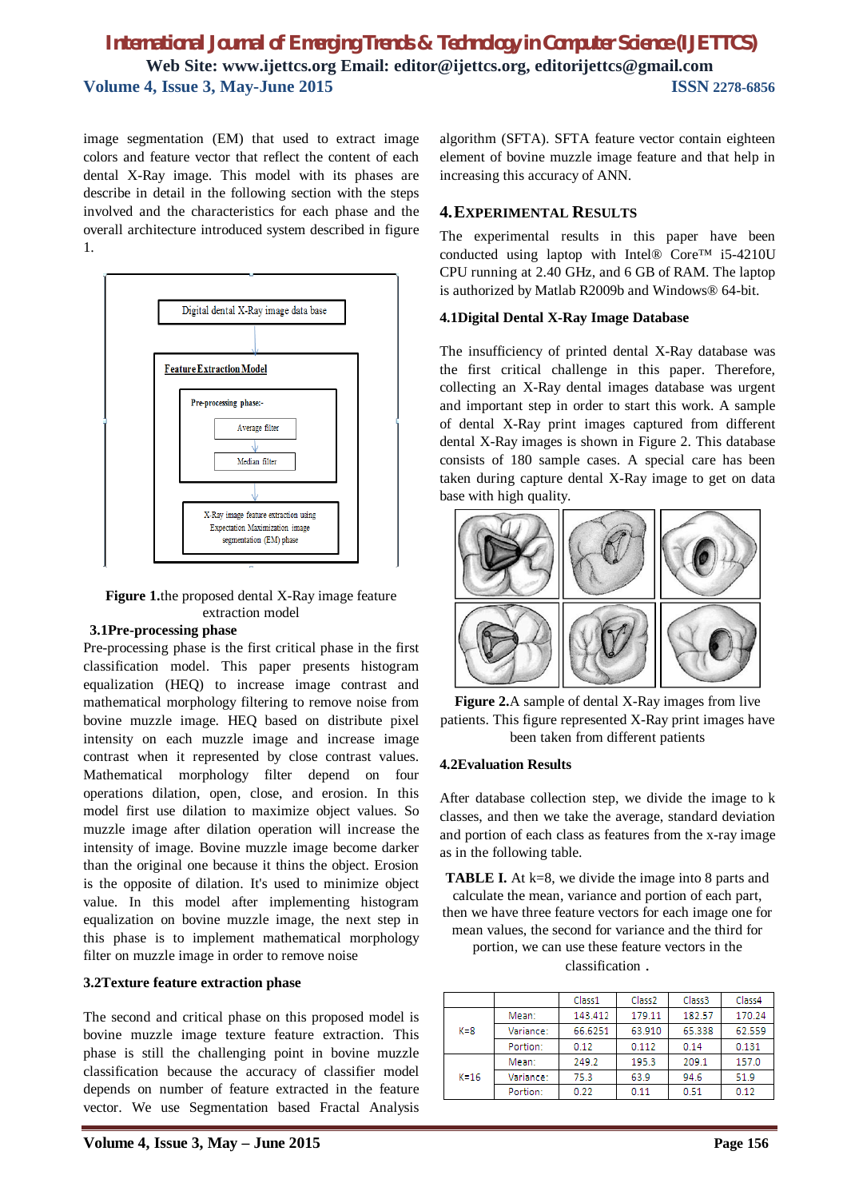image segmentation (EM) that used to extract image colors and feature vector that reflect the content of each dental X-Ray image. This model with its phases are describe in detail in the following section with the steps involved and the characteristics for each phase and the overall architecture introduced system described in figure 1.

**Figure 1.**the proposed dental X-Ray image feature extraction model

### 3.1Pre-processing phase

Pre-processing phase is the first critical phase in the first classification model. This paper presents histogram equalization (HEQ) to increase image contrast and mathematical morphology filtering to remove noise from bovine muzzle image. HEQ based on distribute pixel intensity on each muzzle image and increase image contrast when it represented by close contrast values. Mathematical morphology filter depend on four operations dilation, open, close, and erosion. In this model first use dilation to maximize object values. So muzzle image after dilation operation will increase the intensity of image. Bovine muzzle image become darker than the original one because it thins the object. Erosion is the opposite of dilation. It's used to minimize object value. In this model after implementing histogram equalization on bovine muzzle image, the next step in this phase is to implement mathematical morphology filter on muzzle image in order to remove noise

### 3.2Texture feature extraction phase

The second and critical phase on this proposed model is bovine muzzle image texture feature extraction. This phase is still the challenging point in bovine muzzle classification because the accuracy of classifier model depends on number of feature extracted in the feature vector. We use Segmentation based Fractal Analysis algorithm (SFTA). SFTA feature vector contain eighteen element of bovine muzzle image feature and that help in increasing this accuracy of ANN.

## 4.EXPERIMENTAL RESULTS

The experimental results in this paper have been conducted using laptop with Intel® Core™ i5-4210U CPU running at 2.40 GHz, and 6 GB of RAM. The laptop is authorized by Matlab R2009b and Windows® 64-bit.

### 4.1Digital Dental X-Ray Image Database

The insufficiency of printed dental X-Ray database was the first critical challenge in this paper. Therefore, collecting an X-Ray dental images database was urgent and important step in order to start this work. A sample of dental X-Ray print images captured from different dental X-Ray images is shown in Figure 2. This database consists of 180 sample cases. A special care has been taken during capture dental X-Ray image to get on data base with high quality.

**Figure 2.**A sample of dental X-Ray images from live patients. This figure represented X-Ray print images have been taken from different patients

### 4.2Evaluation Results

After database collection step, we divide the image to k classes, and then we take the average, standard deviation and portion of each class as features from the x-ray image as in the following table.

**TABLE I.** At k=8, we divide the image into 8 parts and calculate the mean, variance and portion of each part, then we have three feature vectors for each image one for mean values, the second for variance and the third for portion, we can use these feature vectors in the classification .

| | | Class1 | Class2 | Class3 | Class4 |
|---|---|---|---|---|---|
| K=8 | Mean: | 143.412 | 179.11 | 182.57 | 170.24 |
| | Variance: | 66.6251 | 63.910 | 65.338 | 62.559 |
| | Portion: | 0.12 | 0.112 | 0.14 | 0.131 |
| K=16 | Mean: | 249.2 | 195.3 | 209.1 | 157.0 |
| | Variance: | 75.3 | 63.9 | 94.6 | 51.9 |
| | Portion: | 0.22 | 0.11 | 0.51 | 0.12 |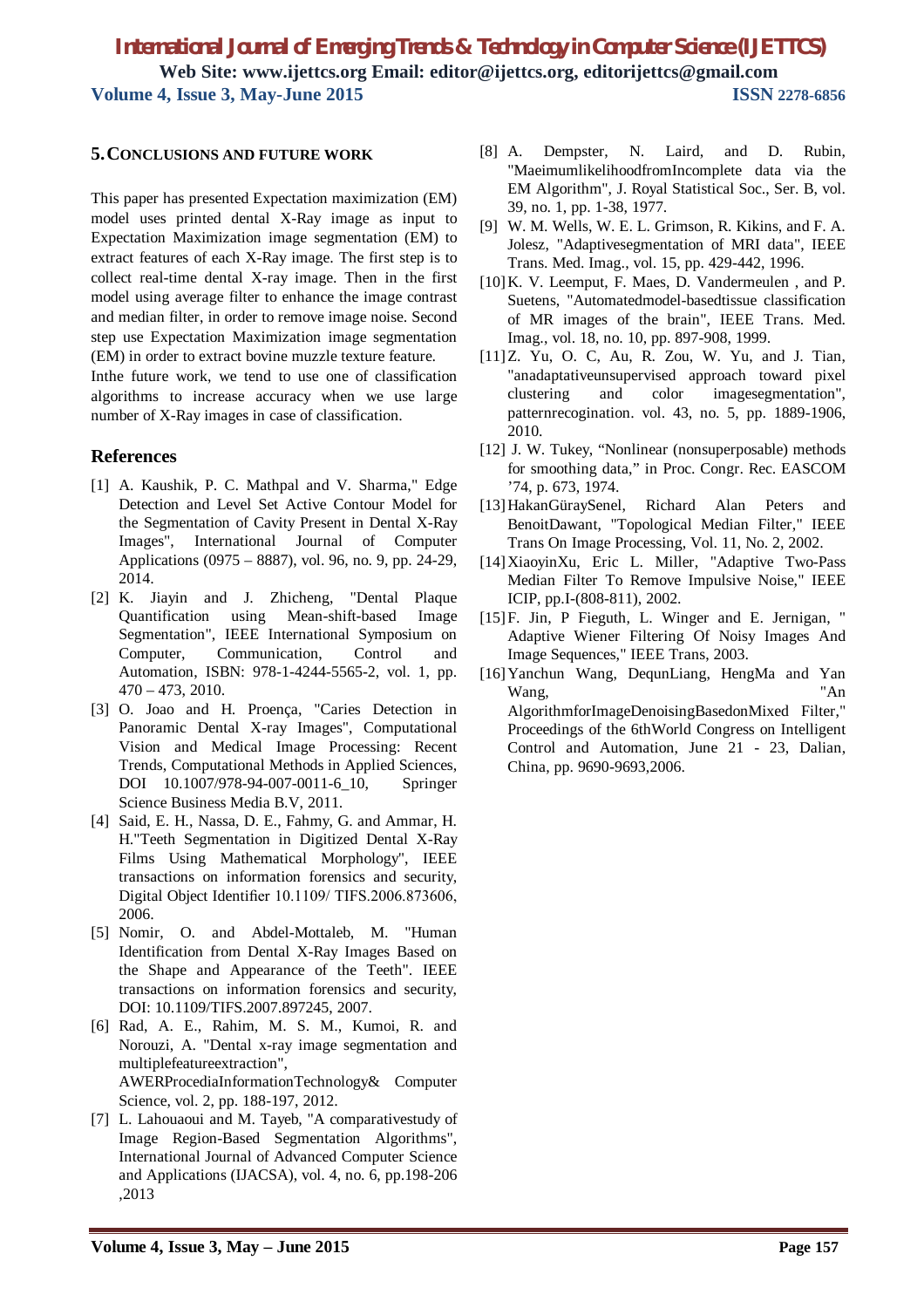## 5. CONCLUSIONS AND FUTURE WORK

This paper has presented Expectation maximization (EM) model uses printed dental X-Ray image as input to Expectation Maximization image segmentation (EM) to extract features of each X-Ray image. The first step is to collect real-time dental X-ray image. Then in the first model using average filter to enhance the image contrast and median filter, in order to remove image noise. Second step use Expectation Maximization image segmentation (EM) in order to extract bovine muzzle texture feature.

Inthe future work, we tend to use one of classification algorithms to increase accuracy when we use large number of X-Ray images in case of classification.

## References

[1] A. Kaushik, P. C. Mathpal and V. Sharma," Edge Detection and Level Set Active Contour Model for the Segmentation of Cavity Present in Dental X-Ray Images", International Journal of Computer Applications (0975 – 8887), vol. 96, no. 9, pp. 24-29, 2014.

[2] K. Jiayin and J. Zhicheng, "Dental Plaque Quantification using Mean-shift-based Image Segmentation", IEEE International Symposium on Computer, Communication, Control and Automation, ISBN: 978-1-4244-5565-2, vol. 1, pp. 470 – 473, 2010.

[3] O. Joao and H. Proença, "Caries Detection in Panoramic Dental X-ray Images", Computational Vision and Medical Image Processing: Recent Trends, Computational Methods in Applied Sciences, DOI 10.1007/978-94-007-0011-6_10, Springer Science Business Media B.V, 2011.

[4] Said, E. H., Nassa, D. E., Fahmy, G. and Ammar, H. H."Teeth Segmentation in Digitized Dental X-Ray Films Using Mathematical Morphology", IEEE transactions on information forensics and security, Digital Object Identifier 10.1109/ TIFS.2006.873606, 2006.

[5] Nomir, O. and Abdel-Mottaleb, M. "Human Identification from Dental X-Ray Images Based on the Shape and Appearance of the Teeth". IEEE transactions on information forensics and security, DOI: 10.1109/TIFS.2007.897245, 2007.

[6] Rad, A. E., Rahim, M. S. M., Kumoi, R. and Norouzi, A. "Dental x-ray image segmentation and multiplefeatureextraction", AWERProcediaInformationTechnology& Computer Science, vol. 2, pp. 188-197, 2012.

[7] L. Lahouaoui and M. Tayeb, "A comparativestudy of Image Region-Based Segmentation Algorithms", International Journal of Advanced Computer Science and Applications (IJACSA), vol. 4, no. 6, pp.198-206 ,2013

[8] A. Dempster, N. Laird, and D. Rubin, "MaeimumlikelihoodfromIncomplete data via the EM Algorithm", J. Royal Statistical Soc., Ser. B, vol. 39, no. 1, pp. 1-38, 1977.

[9] W. M. Wells, W. E. L. Grimson, R. Kikins, and F. A. Jolesz, "Adaptivesegmentation of MRI data", IEEE Trans. Med. Imag., vol. 15, pp. 429-442, 1996.

[10] K. V. Leemput, F. Maes, D. Vandermeulen , and P. Suetens, "Automatedmodel-basedtissue classification of MR images of the brain", IEEE Trans. Med. Imag., vol. 18, no. 10, pp. 897-908, 1999.

[11] Z. Yu, O. C, Au, R. Zou, W. Yu, and J. Tian, "anadaptativeunsupervised approach toward pixel clustering and color imagesegmentation", patternrecogination. vol. 43, no. 5, pp. 1889-1906, 2010.

[12] J. W. Tukey, "Nonlinear (nonsuperposable) methods for smoothing data," in Proc. Congr. Rec. EASCOM '74, p. 673, 1974.

[13] HakanGüraySenel, Richard Alan Peters and BenoitDawant, "Topological Median Filter," IEEE Trans On Image Processing, Vol. 11, No. 2, 2002.

[14] XiaoyinXu, Eric L. Miller, "Adaptive Two-Pass Median Filter To Remove Impulsive Noise," IEEE ICIP, pp.I-(808-811), 2002.

[15] F. Jin, P Fieguth, L. Winger and E. Jernigan, " Adaptive Wiener Filtering Of Noisy Images And Image Sequences," IEEE Trans, 2003.

[16] Yanchun Wang, DequnLiang, HengMa and Yan Wang, "An AlgorithmforImageDenoisingBasedonMixed Filter," Proceedings of the 6thWorld Congress on Intelligent Control and Automation, June 21 - 23, Dalian, China, pp. 9690-9693,2006.